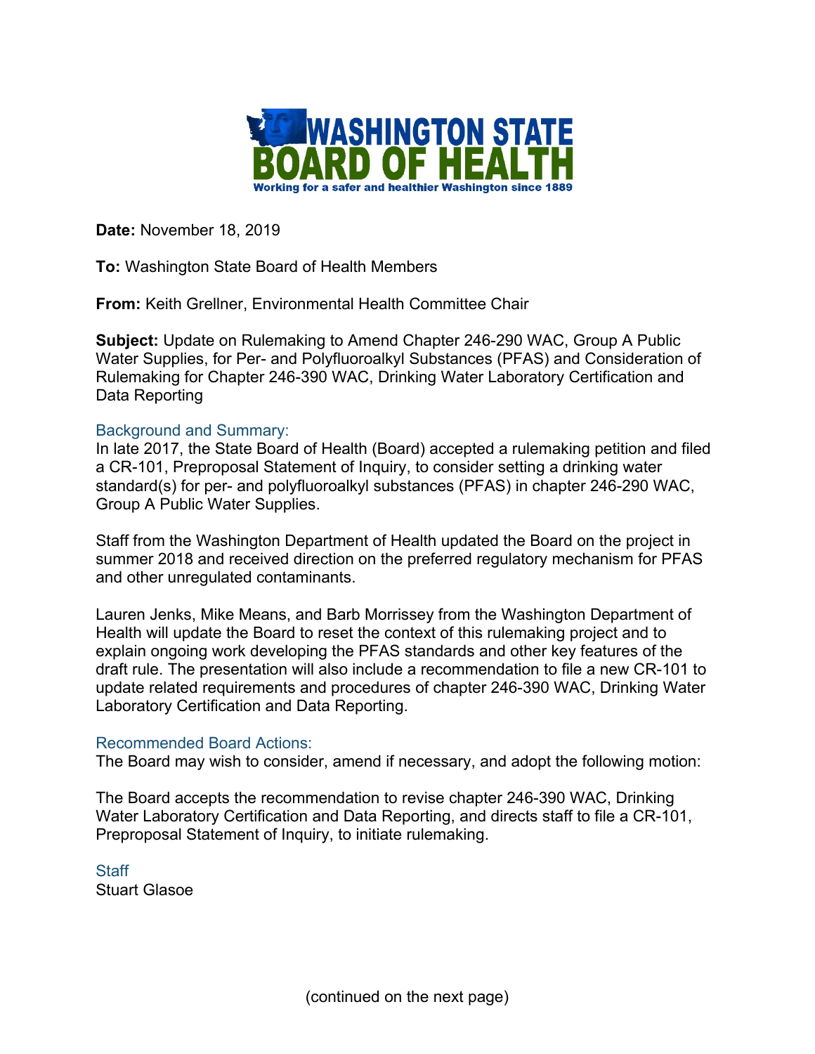WASHINGTON STATE BOARD OF HEALTH

Working for a safer and healthier Washington since 1889

**Date:** November 18, 2019

**To:** Washington State Board of Health Members

**From:** Keith Grellner, Environmental Health Committee Chair

**Subject:** Update on Rulemaking to Amend Chapter 246-290 WAC, Group A Public Water Supplies, for Per- and Polyfluoroalkyl Substances (PFAS) and Consideration of Rulemaking for Chapter 246-390 WAC, Drinking Water Laboratory Certification and Data Reporting

## Background and Summary:

In late 2017, the State Board of Health (Board) accepted a rulemaking petition and filed a CR-101, Preproposal Statement of Inquiry, to consider setting a drinking water standard(s) for per- and polyfluoroalkyl substances (PFAS) in chapter 246-290 WAC, Group A Public Water Supplies.

Staff from the Washington Department of Health updated the Board on the project in summer 2018 and received direction on the preferred regulatory mechanism for PFAS and other unregulated contaminants.

Lauren Jenks, Mike Means, and Barb Morrissey from the Washington Department of Health will update the Board to reset the context of this rulemaking project and to explain ongoing work developing the PFAS standards and other key features of the draft rule. The presentation will also include a recommendation to file a new CR-101 to update related requirements and procedures of chapter 246-390 WAC, Drinking Water Laboratory Certification and Data Reporting.

## Recommended Board Actions:

The Board may wish to consider, amend if necessary, and adopt the following motion:

The Board accepts the recommendation to revise chapter 246-390 WAC, Drinking Water Laboratory Certification and Data Reporting, and directs staff to file a CR-101, Preproposal Statement of Inquiry, to initiate rulemaking.

## Staff

Stuart Glasoe

(continued on the next page)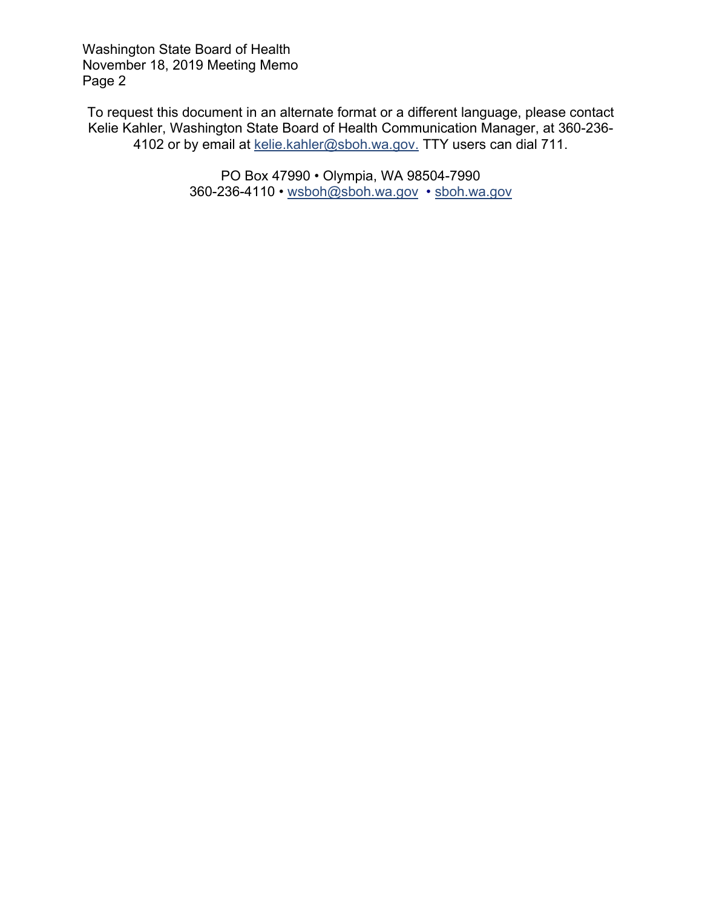To request this document in an alternate format or a different language, please contact Kelie Kahler, Washington State Board of Health Communication Manager, at 360-236-4102 or by email at kelie.kahler@sboh.wa.gov. TTY users can dial 711.

PO Box 47990 • Olympia, WA 98504-7990
360-236-4110 • wsboh@sboh.wa.gov • sboh.wa.gov